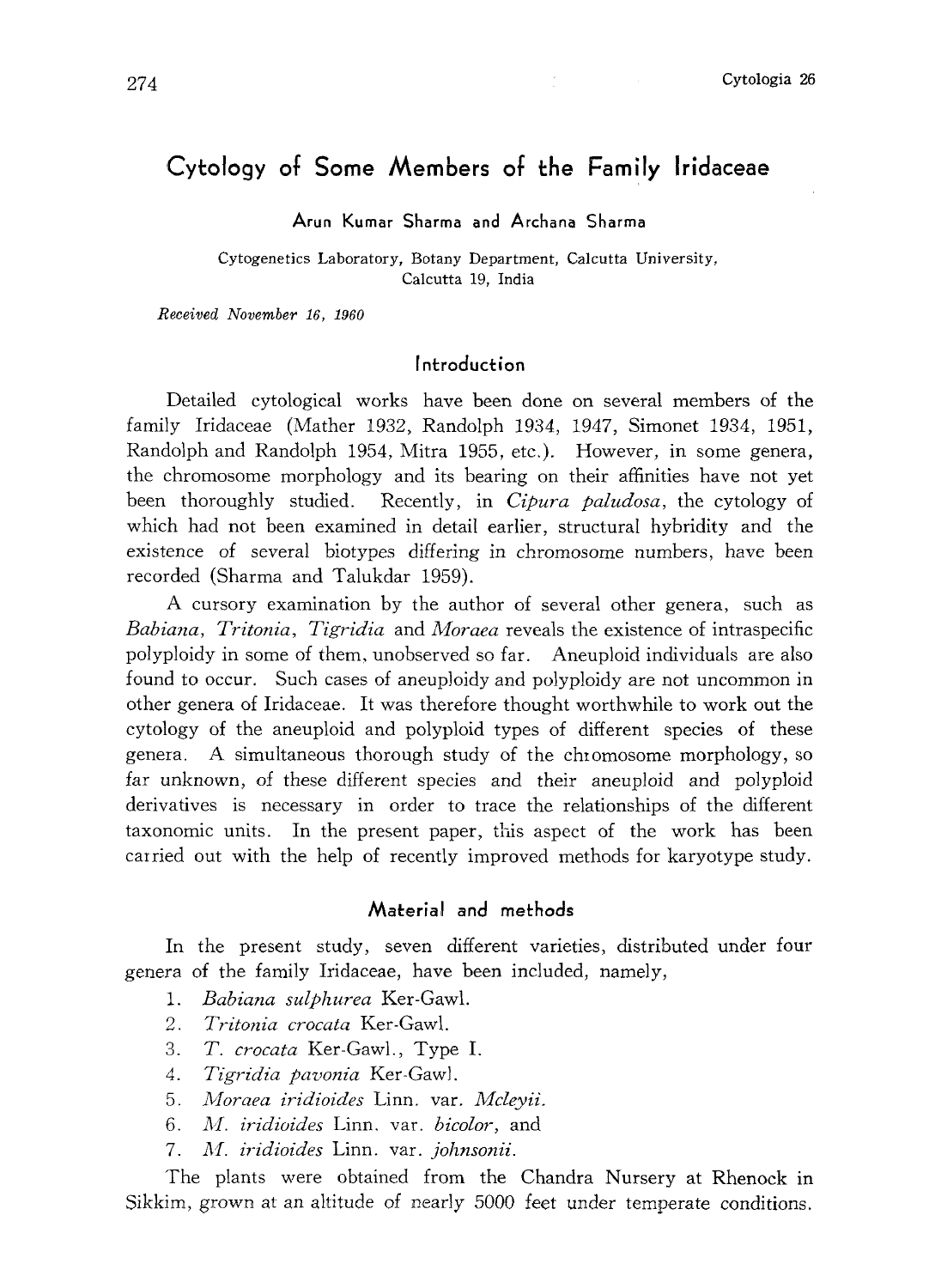# Cytology of Some Members of the Family Iridaceae

Arun Kumar Sharma and Archana Sharma

Cytogenetics Laboratory, Botany Department, Calcutta University, Calcutta 19, India

*Received November 16, 1960*

## Introduction

Detailed cytological works have been done on several members of the family Iridaceae (Mather 1932, Randolph 1934, 1947, Simonet 1934, 1951, Randolph and Randolph 1954, Mitra 1955, etc.). However, in some genera, the chromosome morphology and its bearing on their affinities have not yet been thoroughly studied. Recently, in *Cipura paludosa*, the cytology of which had not been examined in detail earlier, structural hybridity and the existence of several biotypes differing in chromosome numbers, have been recorded (Sharma and Talukdar 1959).

A cursory examination by the author of several other genera, such as *Babiana*, *Tritonia*, *Tigridia* and *Moraea* reveals the existence of intraspecific polyploidy in some of them, unobserved so far. Aneuploid individuals are also found to occur. Such cases of aneuploidy and polyploidy are not uncommon in other genera of Iridaceae. It was therefore thought worthwhile to work out the cytology of the aneuploid and polyploid types of different species of these genera. A simultaneous thorough study of the chromosome morphology, so far unknown, of these different species and their aneuploid and polyploid derivatives is necessary in order to trace the relationships of the different taxonomic units. In the present paper, this aspect of the work has been carried out with the help of recently improved methods for karyotype study.

## Material and methods

In the present study, seven different varieties, distributed under four genera of the family Iridaceae, have been included, namely,

1. *Babiana sulphurea* Ker-Gawl.
2. *Tritonia crocata* Ker-Gawl.
3. *T. crocata* Ker-Gawl., Type I.
4. *Tigridia pavonia* Ker-Gawl.
5. *Moraea iridioides* Linn. var. *Mcleyii.*
6. *M. iridioides* Linn. var. *bicolor*, and
7. *M. iridioides* Linn. var. *johnsonii.*

The plants were obtained from the Chandra Nursery at Rhenock in Sikkim, grown at an altitude of nearly 5000 feet under temperate conditions.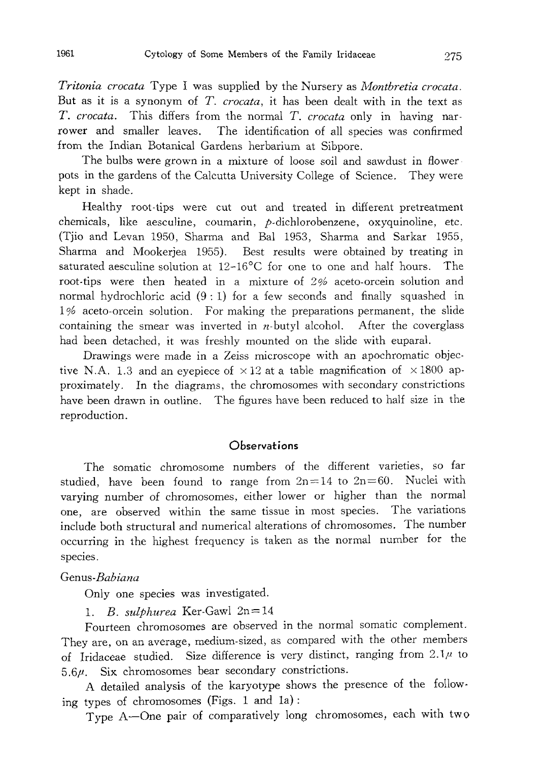*Tritonia crocata* Type I was supplied by the Nursery as *Montbretia crocata*. But as it is a synonym of *T. crocata*, it has been dealt with in the text as *T. crocata*. This differs from the normal *T. crocata* only in having narrower and smaller leaves. The identification of all species was confirmed from the Indian Botanical Gardens herbarium at Sibpore.

The bulbs were grown in a mixture of loose soil and sawdust in flower pots in the gardens of the Calcutta University College of Science. They were kept in shade.

Healthy root-tips were cut out and treated in different pretreatment chemicals, like aesculine, coumarin, *p*-dichlorobenzene, oxyquinoline, etc. (Tjio and Levan 1950, Sharma and Bal 1953, Sharma and Sarkar 1955, Sharma and Mookerjea 1955). Best results were obtained by treating in saturated aesculine solution at 12–16°C for one to one and half hours. The root-tips were then heated in a mixture of 2% aceto-orcein solution and normal hydrochloric acid (9 : 1) for a few seconds and finally squashed in 1% aceto-orcein solution. For making the preparations permanent, the slide containing the smear was inverted in *n*-butyl alcohol. After the coverglass had been detached, it was freshly mounted on the slide with euparal.

Drawings were made in a Zeiss microscope with an apochromatic objective N.A. 1.3 and an eyepiece of $\times 12$ at a table magnification of $\times 1800$ approximately. In the diagrams, the chromosomes with secondary constrictions have been drawn in outline. The figures have been reduced to half size in the reproduction.

## Observations

The somatic chromosome numbers of the different varieties, so far studied, have been found to range from $2n=14$ to $2n=60$. Nuclei with varying number of chromosomes, either lower or higher than the normal one, are observed within the same tissue in most species. The variations include both structural and numerical alterations of chromosomes. The number occurring in the highest frequency is taken as the normal number for the species.

### Genus-*Babiana*

Only one species was investigated.

1. *B. sulphurea* Ker-Gawl $2n=14$

Fourteen chromosomes are observed in the normal somatic complement. They are, on an average, medium-sized, as compared with the other members of Iridaceae studied. Size difference is very distinct, ranging from $2.1\mu$ to $5.6\mu$. Six chromosomes bear secondary constrictions.

A detailed analysis of the karyotype shows the presence of the following types of chromosomes (Figs. 1 and 1a):

Type A—One pair of comparatively long chromosomes, each with two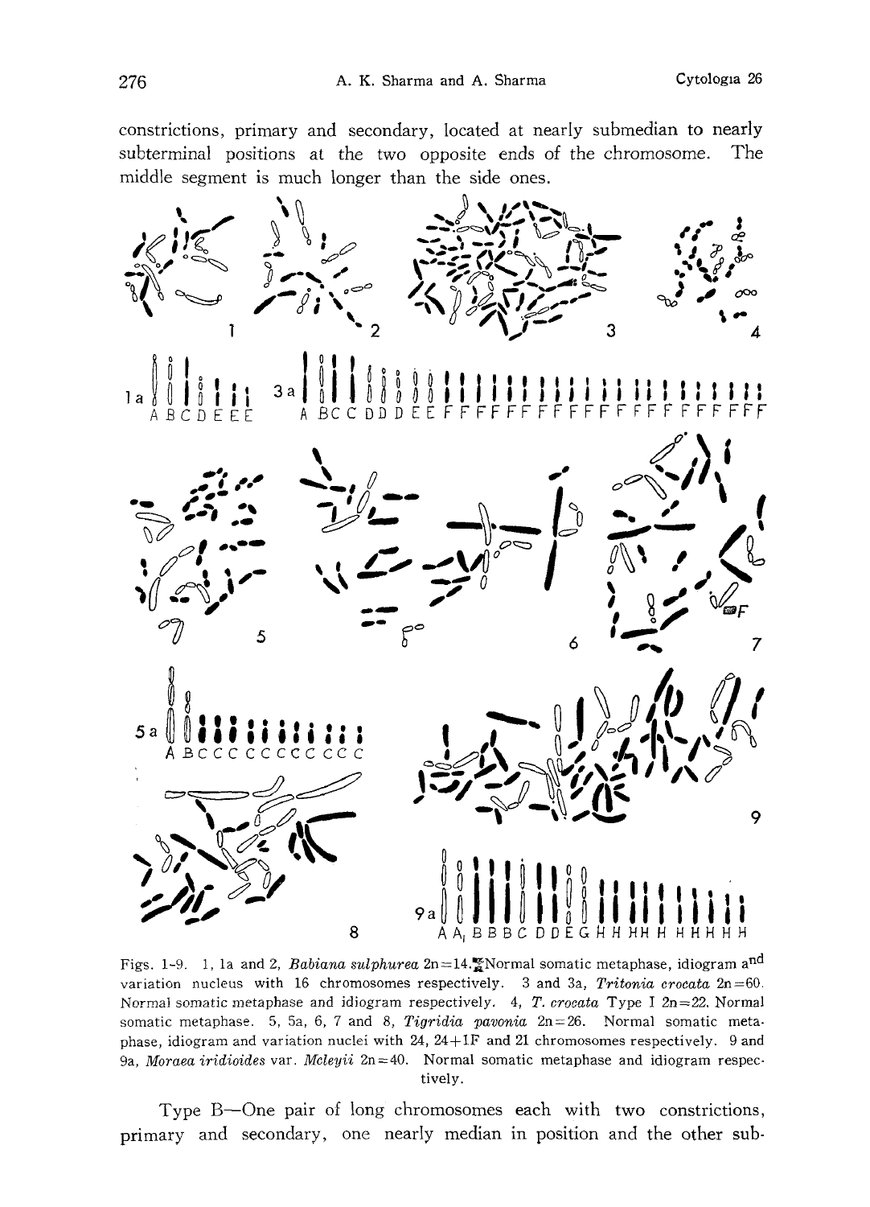constrictions, primary and secondary, located at nearly submedian to nearly subterminal positions at the two opposite ends of the chromosome. The middle segment is much longer than the side ones.

1a A B C D E E E

3a A B C C D D D E E F F F F F F F F F F F F F F F F F F F F F

5a A B C C C C C C C C C C C

9a A A₁ B B B C D D E G H H H H H H H H H H H

Figs. 1-9. 1, 1a and 2, *Babiana sulphurea* 2n=14. Normal somatic metaphase, idiogram and variation nucleus with 16 chromosomes respectively. 3 and 3a, *Tritonia crocata* 2n=60. Normal somatic metaphase and idiogram respectively. 4, *T. crocata* Type I 2n=22. Normal somatic metaphase. 5, 5a, 6, 7 and 8, *Tigridia pavonia* 2n=26. Normal somatic metaphase, idiogram and variation nuclei with 24, 24+1F and 21 chromosomes respectively. 9 and 9a, *Moraea iridioides* var. *Mcleyii* 2n=40. Normal somatic metaphase and idiogram respectively.

Type B—One pair of long chromosomes each with two constrictions, primary and secondary, one nearly median in position and the other sub-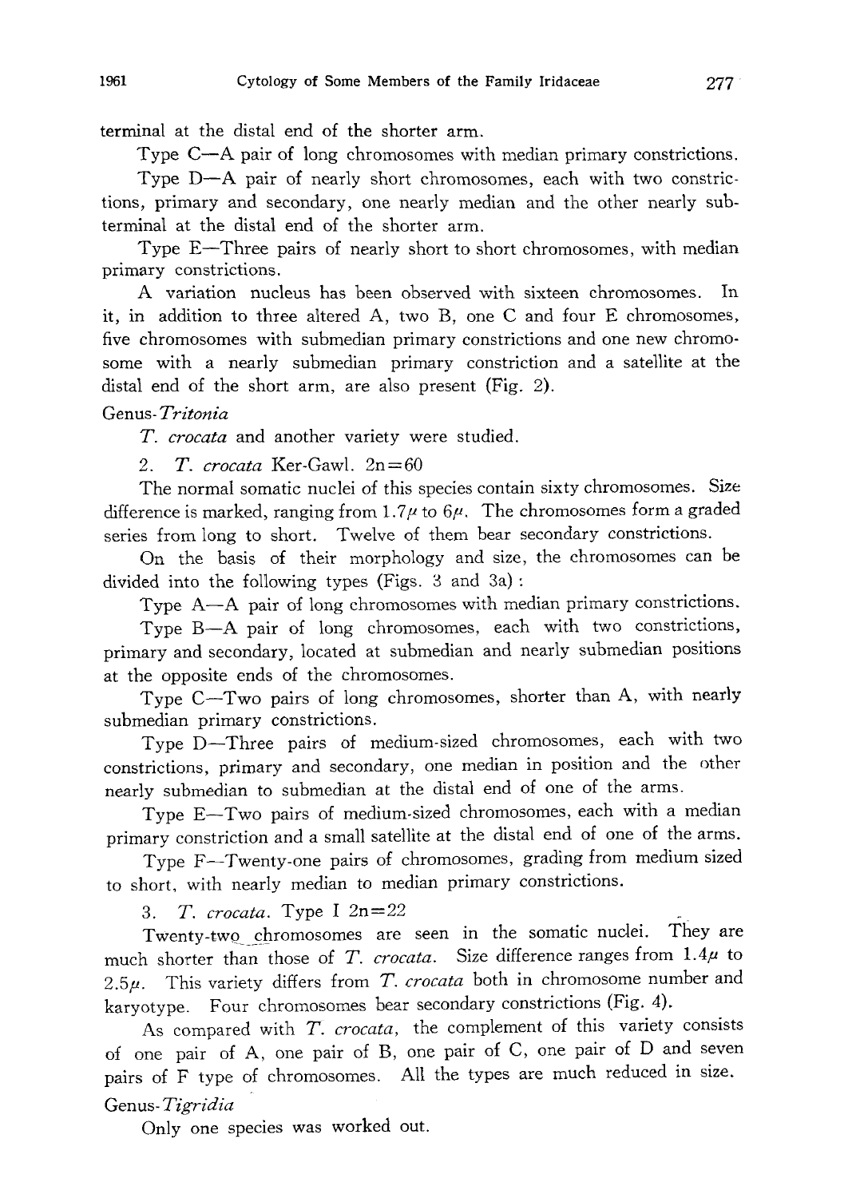terminal at the distal end of the shorter arm.

Type C—A pair of long chromosomes with median primary constrictions.

Type D—A pair of nearly short chromosomes, each with two constrictions, primary and secondary, one nearly median and the other nearly subterminal at the distal end of the shorter arm.

Type E—Three pairs of nearly short to short chromosomes, with median primary constrictions.

A variation nucleus has been observed with sixteen chromosomes. In it, in addition to three altered A, two B, one C and four E chromosomes, five chromosomes with submedian primary constrictions and one new chromosome with a nearly submedian primary constriction and a satellite at the distal end of the short arm, are also present (Fig. 2).

Genus-*Tritonia*

*T. crocata* and another variety were studied.

2. *T. crocata* Ker-Gawl. $2n=60$

The normal somatic nuclei of this species contain sixty chromosomes. Size difference is marked, ranging from $1.7\mu$ to $6\mu$. The chromosomes form a graded series from long to short. Twelve of them bear secondary constrictions.

On the basis of their morphology and size, the chromosomes can be divided into the following types (Figs. 3 and 3a):

Type A—A pair of long chromosomes with median primary constrictions.

Type B—A pair of long chromosomes, each with two constrictions, primary and secondary, located at submedian and nearly submedian positions at the opposite ends of the chromosomes.

Type C—Two pairs of long chromosomes, shorter than A, with nearly submedian primary constrictions.

Type D—Three pairs of medium-sized chromosomes, each with two constrictions, primary and secondary, one median in position and the other nearly submedian to submedian at the distal end of one of the arms.

Type E—Two pairs of medium-sized chromosomes, each with a median primary constriction and a small satellite at the distal end of one of the arms.

Type F—Twenty-one pairs of chromosomes, grading from medium sized to short, with nearly median to median primary constrictions.

3. *T. crocata*. Type I $2n=22$

Twenty-two chromosomes are seen in the somatic nuclei. They are much shorter than those of *T. crocata*. Size difference ranges from $1.4\mu$ to $2.5\mu$. This variety differs from *T. crocata* both in chromosome number and karyotype. Four chromosomes bear secondary constrictions (Fig. 4).

As compared with *T. crocata*, the complement of this variety consists of one pair of A, one pair of B, one pair of C, one pair of D and seven pairs of F type of chromosomes. All the types are much reduced in size.

Genus-*Tigridia*

Only one species was worked out.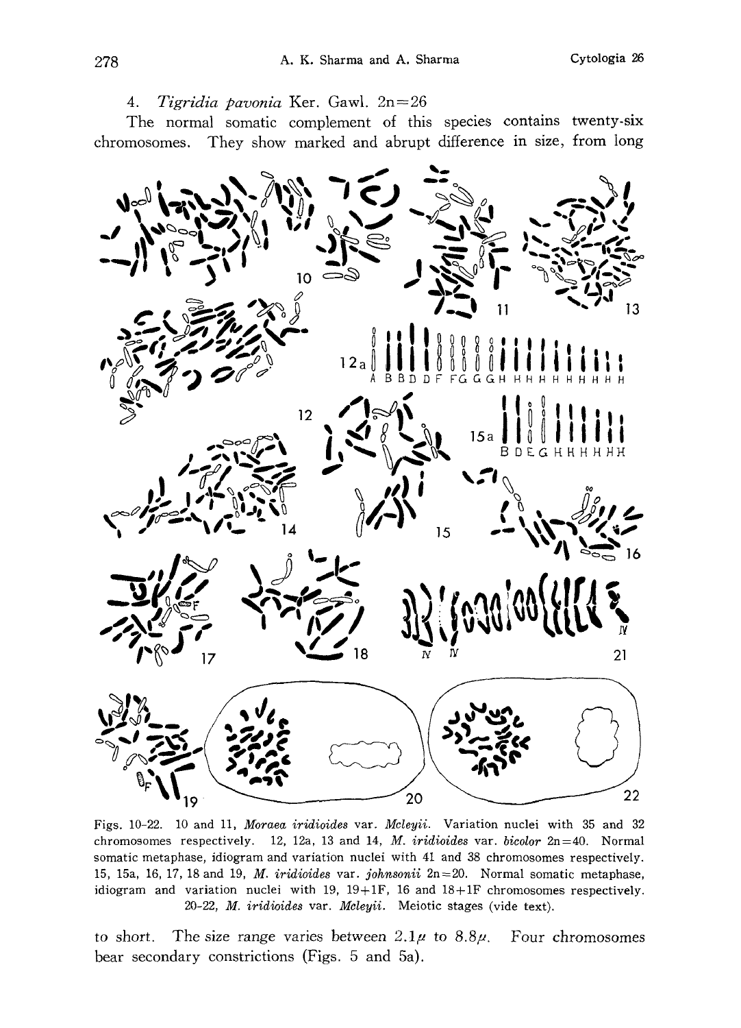4. *Tigridia pavonia* Ker. Gawl. $2n=26$

The normal somatic complement of this species contains twenty-six chromosomes. They show marked and abrupt difference in size, from long

Figs. 10–22. 10 and 11, *Moraea iridioides* var. *Mcleyii*. Variation nuclei with 35 and 32 chromosomes respectively. 12, 12a, 13 and 14, *M. iridioides* var. *bicolor* $2n=40$. Normal somatic metaphase, idiogram and variation nuclei with 41 and 38 chromosomes respectively. 15, 15a, 16, 17, 18 and 19, *M. iridioides* var. *johnsonii* $2n=20$. Normal somatic metaphase, idiogram and variation nuclei with 19, 19+1F, 16 and 18+1F chromosomes respectively. 20–22, *M. iridioides* var. *Mcleyii*. Meiotic stages (vide text).

to short. The size range varies between $2.1\mu$ to $8.8\mu$. Four chromosomes bear secondary constrictions (Figs. 5 and 5a).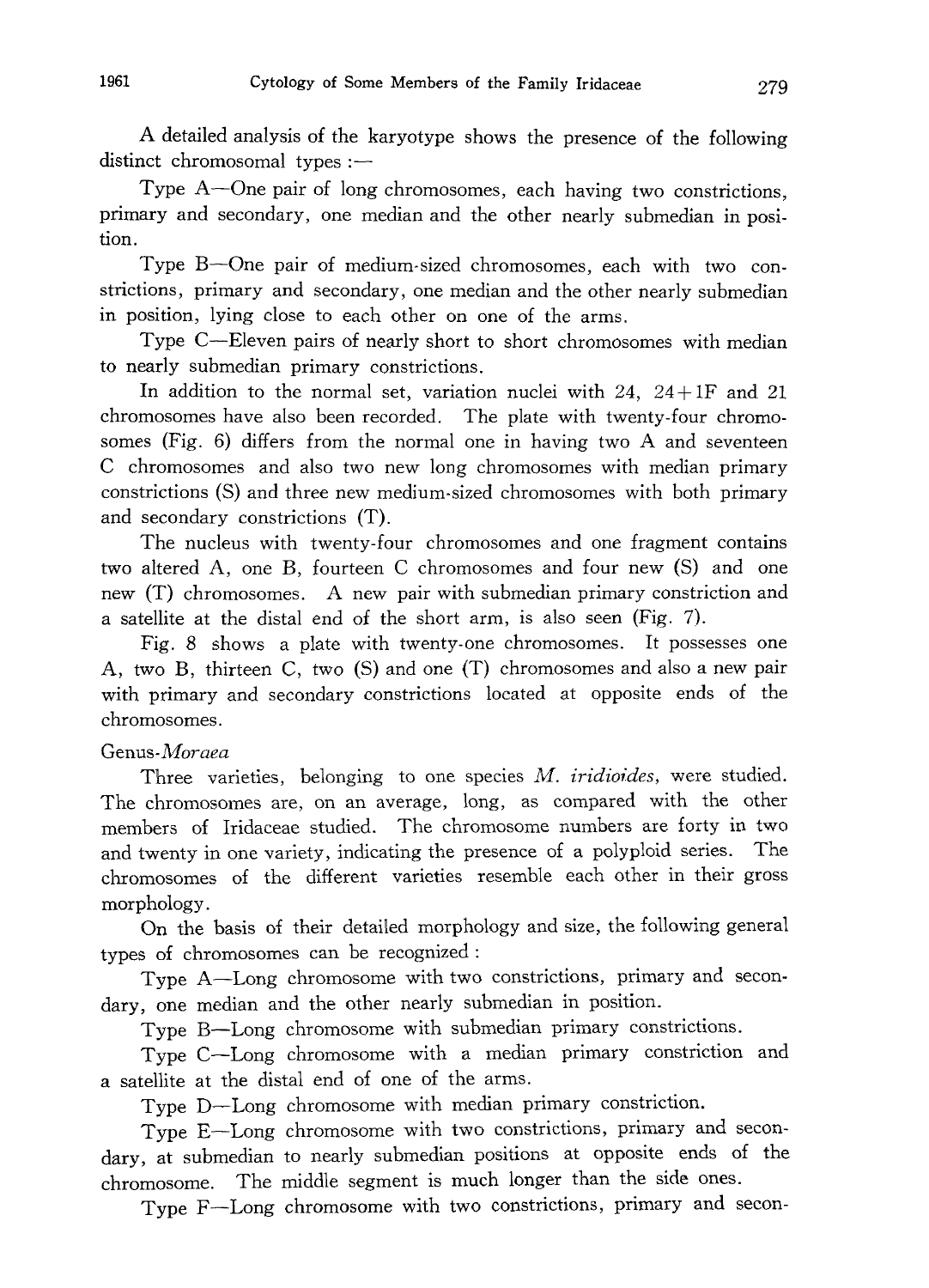A detailed analysis of the karyotype shows the presence of the following distinct chromosomal types :—

Type A—One pair of long chromosomes, each having two constrictions, primary and secondary, one median and the other nearly submedian in position.

Type B—One pair of medium-sized chromosomes, each with two constrictions, primary and secondary, one median and the other nearly submedian in position, lying close to each other on one of the arms.

Type C—Eleven pairs of nearly short to short chromosomes with median to nearly submedian primary constrictions.

In addition to the normal set, variation nuclei with 24, 24+1F and 21 chromosomes have also been recorded. The plate with twenty-four chromosomes (Fig. 6) differs from the normal one in having two A and seventeen C chromosomes and also two new long chromosomes with median primary constrictions (S) and three new medium-sized chromosomes with both primary and secondary constrictions (T).

The nucleus with twenty-four chromosomes and one fragment contains two altered A, one B, fourteen C chromosomes and four new (S) and one new (T) chromosomes. A new pair with submedian primary constriction and a satellite at the distal end of the short arm, is also seen (Fig. 7).

Fig. 8 shows a plate with twenty-one chromosomes. It possesses one A, two B, thirteen C, two (S) and one (T) chromosomes and also a new pair with primary and secondary constrictions located at opposite ends of the chromosomes.

Genus-*Moraea*

Three varieties, belonging to one species *M. iridioides*, were studied. The chromosomes are, on an average, long, as compared with the other members of Iridaceae studied. The chromosome numbers are forty in two and twenty in one variety, indicating the presence of a polyploid series. The chromosomes of the different varieties resemble each other in their gross morphology.

On the basis of their detailed morphology and size, the following general types of chromosomes can be recognized :

Type A—Long chromosome with two constrictions, primary and secondary, one median and the other nearly submedian in position.

Type B—Long chromosome with submedian primary constrictions.

Type C—Long chromosome with a median primary constriction and a satellite at the distal end of one of the arms.

Type D—Long chromosome with median primary constriction.

Type E—Long chromosome with two constrictions, primary and secondary, at submedian to nearly submedian positions at opposite ends of the chromosome. The middle segment is much longer than the side ones.

Type F—Long chromosome with two constrictions, primary and secon-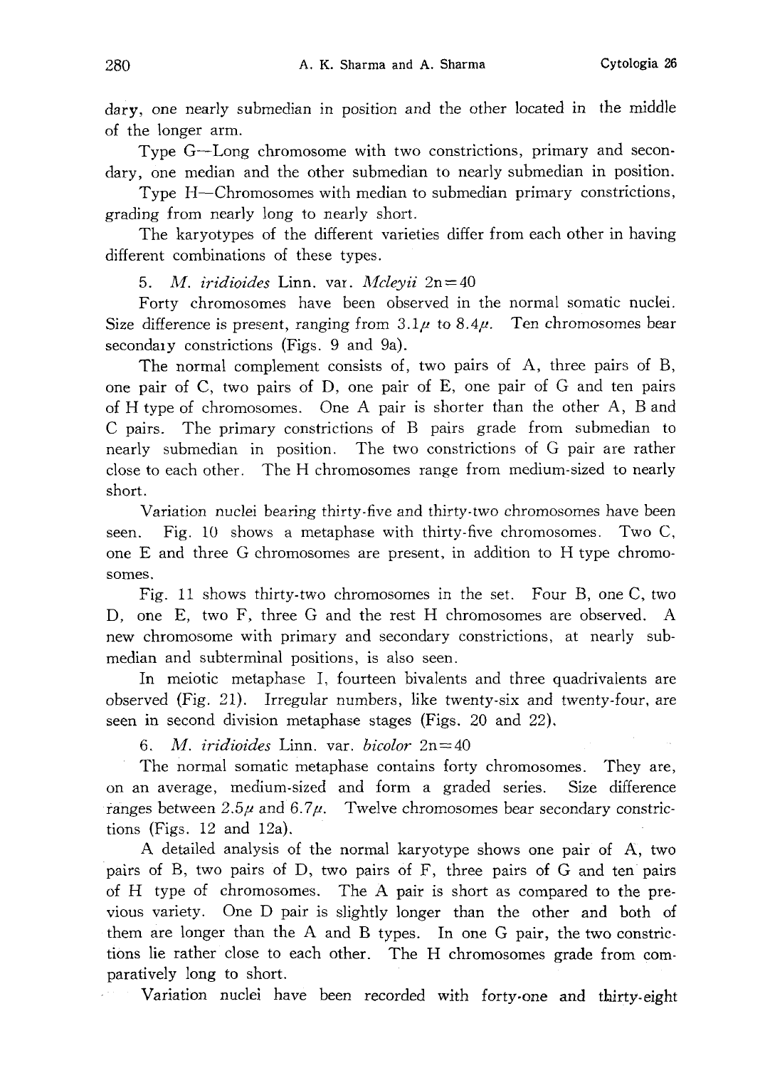dary, one nearly submedian in position and the other located in the middle of the longer arm.

Type G—Long chromosome with two constrictions, primary and secondary, one median and the other submedian to nearly submedian in position.

Type H—Chromosomes with median to submedian primary constrictions, grading from nearly long to nearly short.

The karyotypes of the different varieties differ from each other in having different combinations of these types.

5. *M. iridioides* Linn. var. *Mcleyii* 2n=40

Forty chromosomes have been observed in the normal somatic nuclei. Size difference is present, ranging from 3.1μ to 8.4μ. Ten chromosomes bear secondaiy constrictions (Figs. 9 and 9a).

The normal complement consists of, two pairs of A, three pairs of B, one pair of C, two pairs of D, one pair of E, one pair of G and ten pairs of H type of chromosomes. One A pair is shorter than the other A, B and C pairs. The primary constrictions of B pairs grade from submedian to nearly submedian in position. The two constrictions of G pair are rather close to each other. The H chromosomes range from medium-sized to nearly short.

Variation nuclei bearing thirty-five and thirty-two chromosomes have been seen. Fig. 10 shows a metaphase with thirty-five chromosomes. Two C, one E and three G chromosomes are present, in addition to H type chromosomes.

Fig. 11 shows thirty-two chromosomes in the set. Four B, one C, two D, one E, two F, three G and the rest H chromosomes are observed. A new chromosome with primary and secondary constrictions, at nearly submedian and subterminal positions, is also seen.

In meiotic metaphase I, fourteen bivalents and three quadrivalents are observed (Fig. 21). Irregular numbers, like twenty-six and twenty-four, are seen in second division metaphase stages (Figs. 20 and 22).

6. *M. iridioides* Linn. var. *bicolor* 2n=40

The normal somatic metaphase contains forty chromosomes. They are, on an average, medium-sized and form a graded series. Size difference ranges between 2.5μ and 6.7μ. Twelve chromosomes bear secondary constrictions (Figs. 12 and 12a).

A detailed analysis of the normal karyotype shows one pair of A, two pairs of B, two pairs of D, two pairs of F, three pairs of G and ten pairs of H type of chromosomes. The A pair is short as compared to the previous variety. One D pair is slightly longer than the other and both of them are longer than the A and B types. In one G pair, the two constrictions lie rather close to each other. The H chromosomes grade from comparatively long to short.

Variation nuclei have been recorded with forty-one and thirty-eight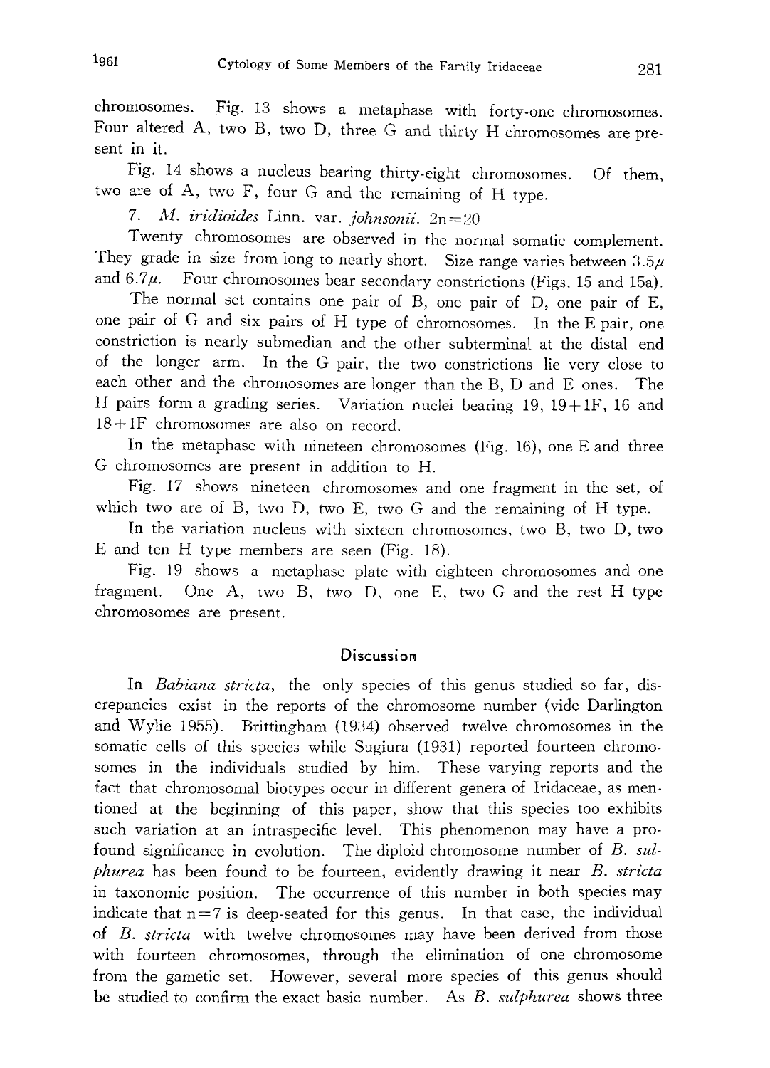chromosomes. Fig. 13 shows a metaphase with forty-one chromosomes. Four altered A, two B, two D, three G and thirty H chromosomes are present in it.

Fig. 14 shows a nucleus bearing thirty-eight chromosomes. Of them, two are of A, two F, four G and the remaining of H type.

7. *M. iridioides* Linn. var. *johnsonii*. 2n=20

Twenty chromosomes are observed in the normal somatic complement. They grade in size from long to nearly short. Size range varies between $3.5\mu$ and $6.7\mu$. Four chromosomes bear secondary constrictions (Figs. 15 and 15a).

The normal set contains one pair of B, one pair of D, one pair of E, one pair of G and six pairs of H type of chromosomes. In the E pair, one constriction is nearly submedian and the other subterminal at the distal end of the longer arm. In the G pair, the two constrictions lie very close to each other and the chromosomes are longer than the B, D and E ones. The H pairs form a grading series. Variation nuclei bearing 19, 19+1F, 16 and 18+1F chromosomes are also on record.

In the metaphase with nineteen chromosomes (Fig. 16), one E and three G chromosomes are present in addition to H.

Fig. 17 shows nineteen chromosomes and one fragment in the set, of which two are of B, two D, two E, two G and the remaining of H type.

In the variation nucleus with sixteen chromosomes, two B, two D, two E and ten H type members are seen (Fig. 18).

Fig. 19 shows a metaphase plate with eighteen chromosomes and one fragment. One A, two B, two D, one E, two G and the rest H type chromosomes are present.

## Discussion

In *Babiana stricta*, the only species of this genus studied so far, discrepancies exist in the reports of the chromosome number (vide Darlington and Wylie 1955). Brittingham (1934) observed twelve chromosomes in the somatic cells of this species while Sugiura (1931) reported fourteen chromosomes in the individuals studied by him. These varying reports and the fact that chromosomal biotypes occur in different genera of Iridaceae, as mentioned at the beginning of this paper, show that this species too exhibits such variation at an intraspecific level. This phenomenon may have a profound significance in evolution. The diploid chromosome number of *B. sulphurea* has been found to be fourteen, evidently drawing it near *B. stricta* in taxonomic position. The occurrence of this number in both species may indicate that n=7 is deep-seated for this genus. In that case, the individual of *B. stricta* with twelve chromosomes may have been derived from those with fourteen chromosomes, through the elimination of one chromosome from the gametic set. However, several more species of this genus should be studied to confirm the exact basic number. As *B. sulphurea* shows three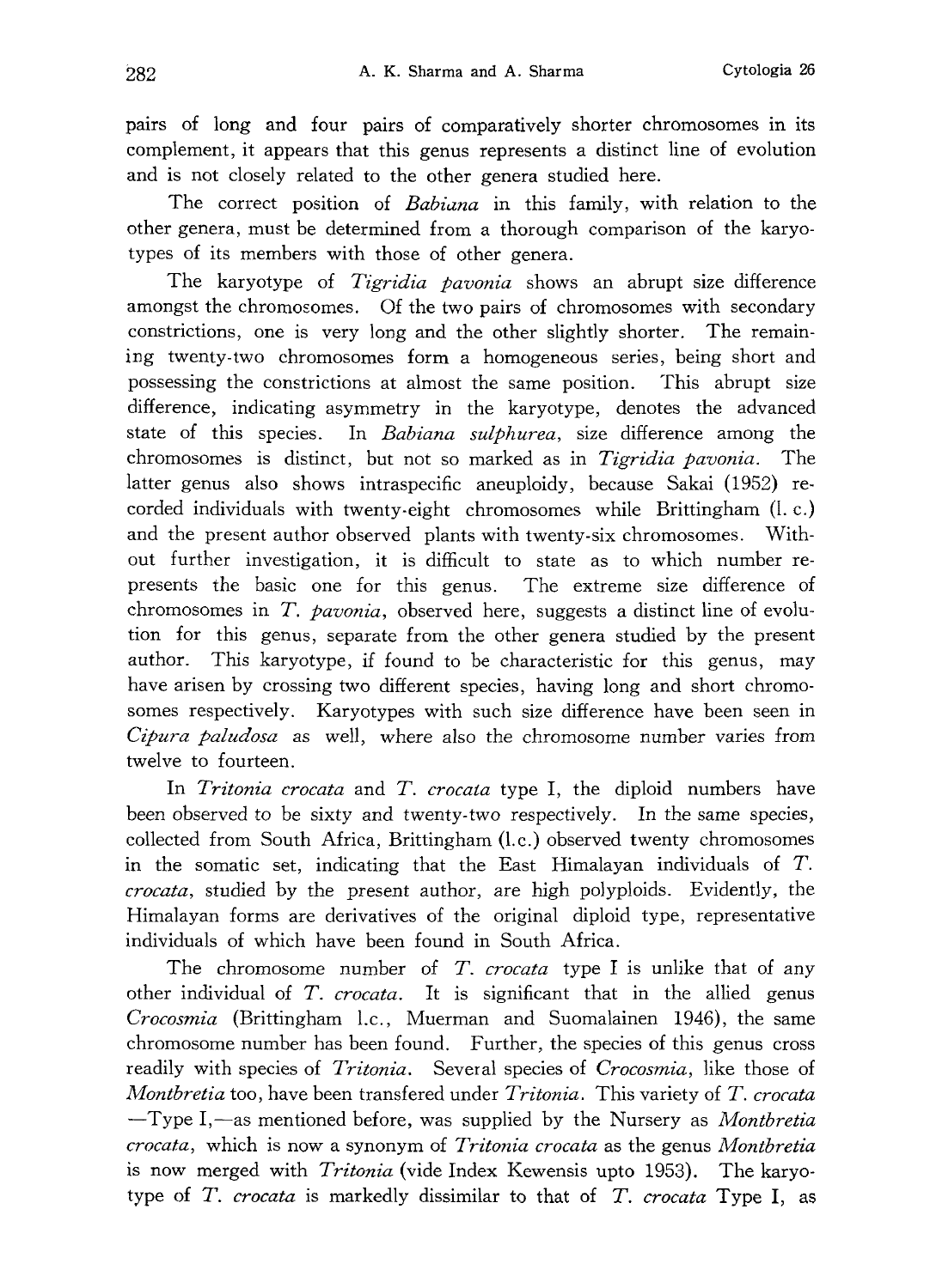pairs of long and four pairs of comparatively shorter chromosomes in its complement, it appears that this genus represents a distinct line of evolution and is not closely related to the other genera studied here.

The correct position of *Babiana* in this family, with relation to the other genera, must be determined from a thorough comparison of the karyotypes of its members with those of other genera.

The karyotype of *Tigridia pavonia* shows an abrupt size difference amongst the chromosomes. Of the two pairs of chromosomes with secondary constrictions, one is very long and the other slightly shorter. The remaining twenty-two chromosomes form a homogeneous series, being short and possessing the constrictions at almost the same position. This abrupt size difference, indicating asymmetry in the karyotype, denotes the advanced state of this species. In *Babiana sulphurea*, size difference among the chromosomes is distinct, but not so marked as in *Tigridia pavonia*. The latter genus also shows intraspecific aneuploidy, because Sakai (1952) recorded individuals with twenty-eight chromosomes while Brittingham (l. c.) and the present author observed plants with twenty-six chromosomes. Without further investigation, it is difficult to state as to which number represents the basic one for this genus. The extreme size difference of chromosomes in *T. pavonia*, observed here, suggests a distinct line of evolution for this genus, separate from the other genera studied by the present author. This karyotype, if found to be characteristic for this genus, may have arisen by crossing two different species, having long and short chromosomes respectively. Karyotypes with such size difference have been seen in *Cipura paludosa* as well, where also the chromosome number varies from twelve to fourteen.

In *Tritonia crocata* and *T. crocata* type I, the diploid numbers have been observed to be sixty and twenty-two respectively. In the same species, collected from South Africa, Brittingham (l.c.) observed twenty chromosomes in the somatic set, indicating that the East Himalayan individuals of *T. crocata*, studied by the present author, are high polyploids. Evidently, the Himalayan forms are derivatives of the original diploid type, representative individuals of which have been found in South Africa.

The chromosome number of *T. crocata* type I is unlike that of any other individual of *T. crocata*. It is significant that in the allied genus *Crocosmia* (Brittingham l.c., Muerman and Suomalainen 1946), the same chromosome number has been found. Further, the species of this genus cross readily with species of *Tritonia*. Several species of *Crocosmia*, like those of *Montbretia* too, have been transfered under *Tritonia*. This variety of *T. crocata* —Type I,—as mentioned before, was supplied by the Nursery as *Montbretia crocata*, which is now a synonym of *Tritonia crocata* as the genus *Montbretia* is now merged with *Tritonia* (vide Index Kewensis upto 1953). The karyotype of *T. crocata* is markedly dissimilar to that of *T. crocata* Type I, as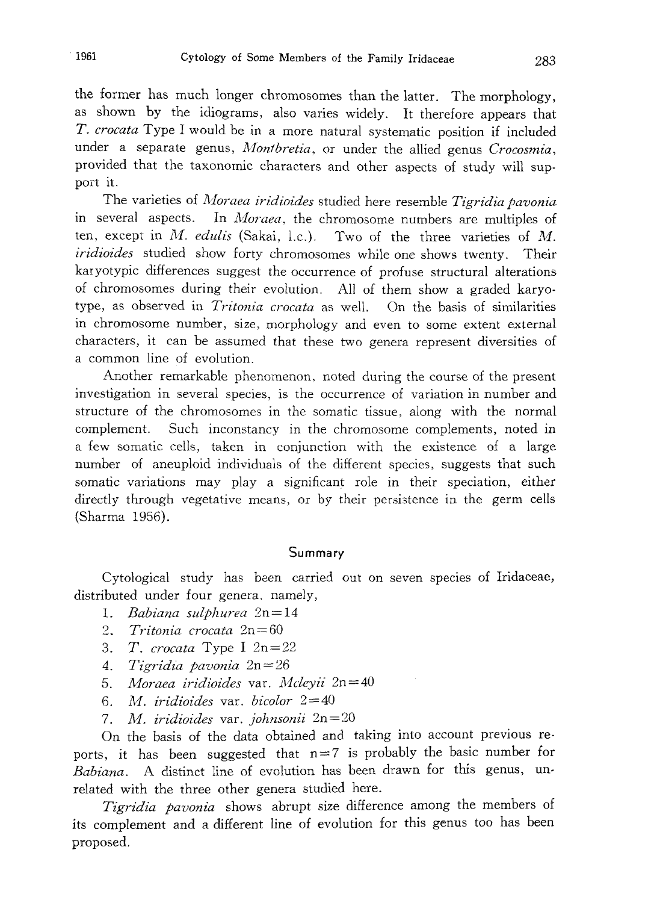the former has much longer chromosomes than the latter. The morphology, as shown by the idiograms, also varies widely. It therefore appears that *T. crocata* Type I would be in a more natural systematic position if included under a separate genus, *Montbretia*, or under the allied genus *Crocosmia*, provided that the taxonomic characters and other aspects of study will support it.

The varieties of *Moraea iridioides* studied here resemble *Tigridia pavonia* in several aspects. In *Moraea*, the chromosome numbers are multiples of ten, except in *M. edulis* (Sakai, l.c.). Two of the three varieties of *M. iridioides* studied show forty chromosomes while one shows twenty. Their karyotypic differences suggest the occurrence of profuse structural alterations of chromosomes during their evolution. All of them show a graded karyotype, as observed in *Tritonia crocata* as well. On the basis of similarities in chromosome number, size, morphology and even to some extent external characters, it can be assumed that these two genera represent diversities of a common line of evolution.

Another remarkable phenomenon, noted during the course of the present investigation in several species, is the occurrence of variation in number and structure of the chromosomes in the somatic tissue, along with the normal complement. Such inconstancy in the chromosome complements, noted in a few somatic cells, taken in conjunction with the existence of a large number of aneuploid individuals of the different species, suggests that such somatic variations may play a significant role in their speciation, either directly through vegetative means, or by their persistence in the germ cells (Sharma 1956).

## Summary

Cytological study has been carried out on seven species of Iridaceae, distributed under four genera, namely,

1. *Babiana sulphurea* 2n=14
2. *Tritonia crocata* 2n=60
3. *T. crocata* Type I 2n=22
4. *Tigridia pavonia* 2n=26
5. *Moraea iridioides* var. *Mcleyii* 2n=40
6. *M. iridioides* var. *bicolor* 2=40
7. *M. iridioides* var. *johnsonii* 2n=20

On the basis of the data obtained and taking into account previous reports, it has been suggested that n=7 is probably the basic number for *Babiana*. A distinct line of evolution has been drawn for this genus, unrelated with the three other genera studied here.

*Tigridia pavonia* shows abrupt size difference among the members of its complement and a different line of evolution for this genus too has been proposed.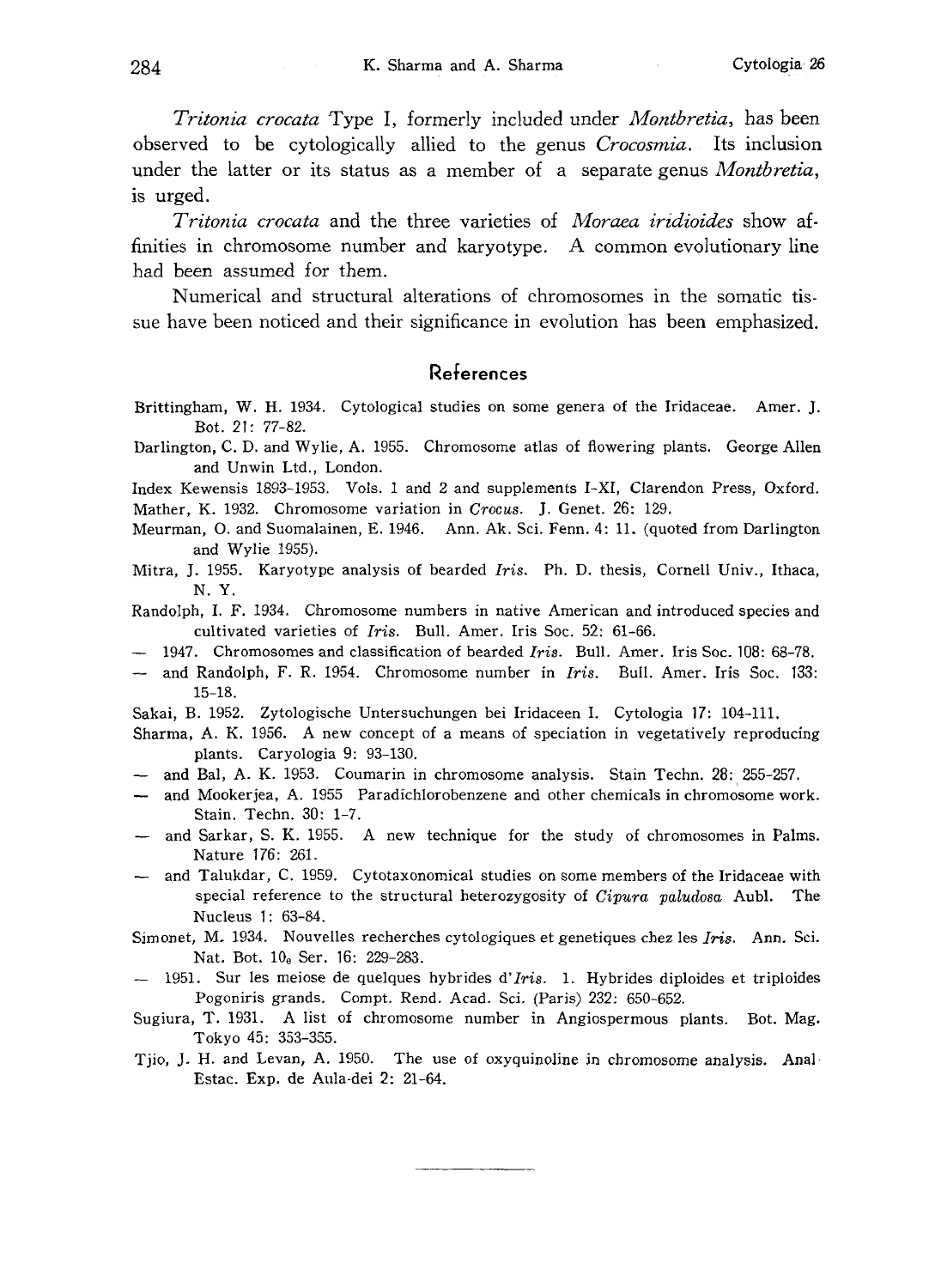*Tritonia crocata* Type I, formerly included under *Montbretia*, has been observed to be cytologically allied to the genus *Crocosmia*. Its inclusion under the latter or its status as a member of a separate genus *Montbretia*, is urged.

*Tritonia crocata* and the three varieties of *Moraea iridioides* show affinities in chromosome number and karyotype. A common evolutionary line had been assumed for them.

Numerical and structural alterations of chromosomes in the somatic tissue have been noticed and their significance in evolution has been emphasized.

## References

Brittingham, W. H. 1934. Cytological studies on some genera of the Iridaceae. Amer. J. Bot. 21: 77-82.

Darlington, C. D. and Wylie, A. 1955. Chromosome atlas of flowering plants. George Allen and Unwin Ltd., London.

Index Kewensis 1893-1953. Vols. 1 and 2 and supplements I-XI, Clarendon Press, Oxford.

Mather, K. 1932. Chromosome variation in *Crocus*. J. Genet. 26: 129.

Meurman, O. and Suomalainen, E. 1946. Ann. Ak. Sci. Fenn. 4: 11. (quoted from Darlington and Wylie 1955).

Mitra, J. 1955. Karyotype analysis of bearded *Iris*. Ph. D. thesis, Cornell Univ., Ithaca, N. Y.

Randolph, I. F. 1934. Chromosome numbers in native American and introduced species and cultivated varieties of *Iris*. Bull. Amer. Iris Soc. 52: 61-66.

— 1947. Chromosomes and classification of bearded *Iris*. Bull. Amer. Iris Soc. 108: 68-78.

— and Randolph, F. R. 1954. Chromosome number in *Iris*. Bull. Amer. Iris Soc. 133: 15-18.

Sakai, B. 1952. Zytologische Untersuchungen bei Iridaceen I. Cytologia 17: 104-111.

Sharma, A. K. 1956. A new concept of a means of speciation in vegetatively reproducing plants. Caryologia 9: 93-130.

— and Bal, A. K. 1953. Coumarin in chromosome analysis. Stain Techn. 28: 255-257.

— and Mookerjea, A. 1955 Paradichlorobenzene and other chemicals in chromosome work. Stain. Techn. 30: 1-7.

— and Sarkar, S. K. 1955. A new technique for the study of chromosomes in Palms. Nature 176: 261.

— and Talukdar, C. 1959. Cytotaxonomical studies on some members of the Iridaceae with special reference to the structural heterozygosity of *Cipura paludosa* Aubl. The Nucleus 1: 63-84.

Simonet, M. 1934. Nouvelles recherches cytologiques et genetiques chez les *Iris*. Ann. Sci. Nat. Bot. $10_e$ Ser. 16: 229-283.

— 1951. Sur les meiose de quelques hybrides d'*Iris*. 1. Hybrides diploides et triploides Pogoniris grands. Compt. Rend. Acad. Sci. (Paris) 232: 650-652.

Sugiura, T. 1931. A list of chromosome number in Angiospermous plants. Bot. Mag. Tokyo 45: 353-355.

Tjio, J. H. and Levan, A. 1950. The use of oxyquinoline in chromosome analysis. Anal Estac. Exp. de Aula-dei 2: 21-64.